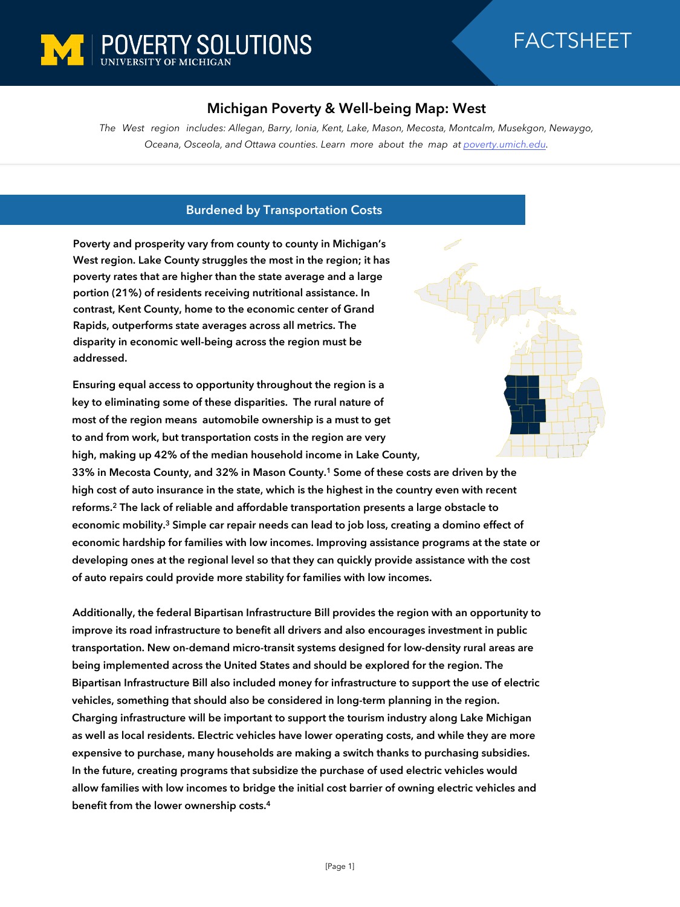POVERTY SOLUTIONS
UNIVERSITY OF MICHIGAN

FACTSHEET

# Michigan Poverty & Well-being Map: West

*The West region includes: Allegan, Barry, Ionia, Kent, Lake, Mason, Mecosta, Montcalm, Musekgon, Newaygo, Oceana, Osceola, and Ottawa counties. Learn more about the map at [poverty.umich.edu](poverty.umich.edu).*

## Burdened by Transportation Costs

**Poverty and prosperity vary from county to county in Michigan's West region. Lake County struggles the most in the region; it has poverty rates that are higher than the state average and a large portion (21%) of residents receiving nutritional assistance. In contrast, Kent County, home to the economic center of Grand Rapids, outperforms state averages across all metrics. The disparity in economic well-being across the region must be addressed.**

**Ensuring equal access to opportunity throughout the region is a key to eliminating some of these disparities. The rural nature of most of the region means automobile ownership is a must to get to and from work, but transportation costs in the region are very high, making up 42% of the median household income in Lake County, 33% in Mecosta County, and 32% in Mason County.[1] Some of these costs are driven by the high cost of auto insurance in the state, which is the highest in the country even with recent reforms.[2] The lack of reliable and affordable transportation presents a large obstacle to economic mobility.[3] Simple car repair needs can lead to job loss, creating a domino effect of economic hardship for families with low incomes. Improving assistance programs at the state or developing ones at the regional level so that they can quickly provide assistance with the cost of auto repairs could provide more stability for families with low incomes.**

**Additionally, the federal Bipartisan Infrastructure Bill provides the region with an opportunity to improve its road infrastructure to benefit all drivers and also encourages investment in public transportation. New on-demand micro-transit systems designed for low-density rural areas are being implemented across the United States and should be explored for the region. The Bipartisan Infrastructure Bill also included money for infrastructure to support the use of electric vehicles, something that should also be considered in long-term planning in the region. Charging infrastructure will be important to support the tourism industry along Lake Michigan as well as local residents. Electric vehicles have lower operating costs, and while they are more expensive to purchase, many households are making a switch thanks to purchasing subsidies. In the future, creating programs that subsidize the purchase of used electric vehicles would allow families with low incomes to bridge the initial cost barrier of owning electric vehicles and benefit from the lower ownership costs.[4]**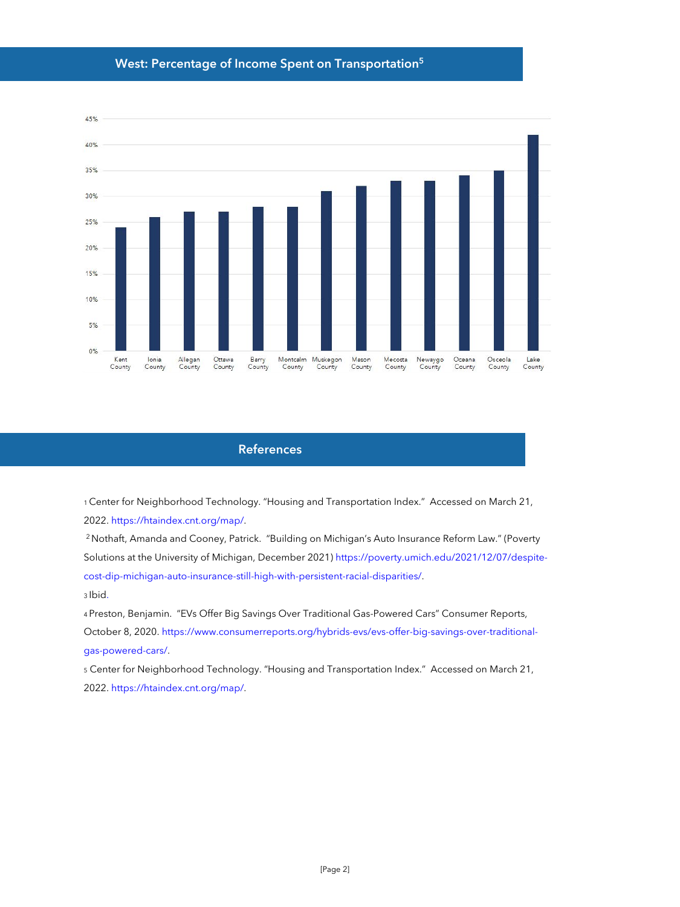## West: Percentage of Income Spent on Transportation[5]

45%
40%
35%
30%
25%
20%
15%
10%
5%
0%

Kent County
Ionia County
Allegan County
Ottawa County
Barry County
Montcalm County
Muskegon County
Mason County
Mecosta County
Newaygo County
Oceana County
Osceola County
Lake County

## References

1 Center for Neighborhood Technology. "Housing and Transportation Index." Accessed on March 21, 2022. https://htaindex.cnt.org/map/.

2 Nothaft, Amanda and Cooney, Patrick. "Building on Michigan's Auto Insurance Reform Law." (Poverty Solutions at the University of Michigan, December 2021) https://poverty.umich.edu/2021/12/07/despite-cost-dip-michigan-auto-insurance-still-high-with-persistent-racial-disparities/.

3 Ibid.

4 Preston, Benjamin. "EVs Offer Big Savings Over Traditional Gas-Powered Cars" Consumer Reports, October 8, 2020. https://www.consumerreports.org/hybrids-evs/evs-offer-big-savings-over-traditional-gas-powered-cars/.

5 Center for Neighborhood Technology. "Housing and Transportation Index." Accessed on March 21, 2022. https://htaindex.cnt.org/map/.